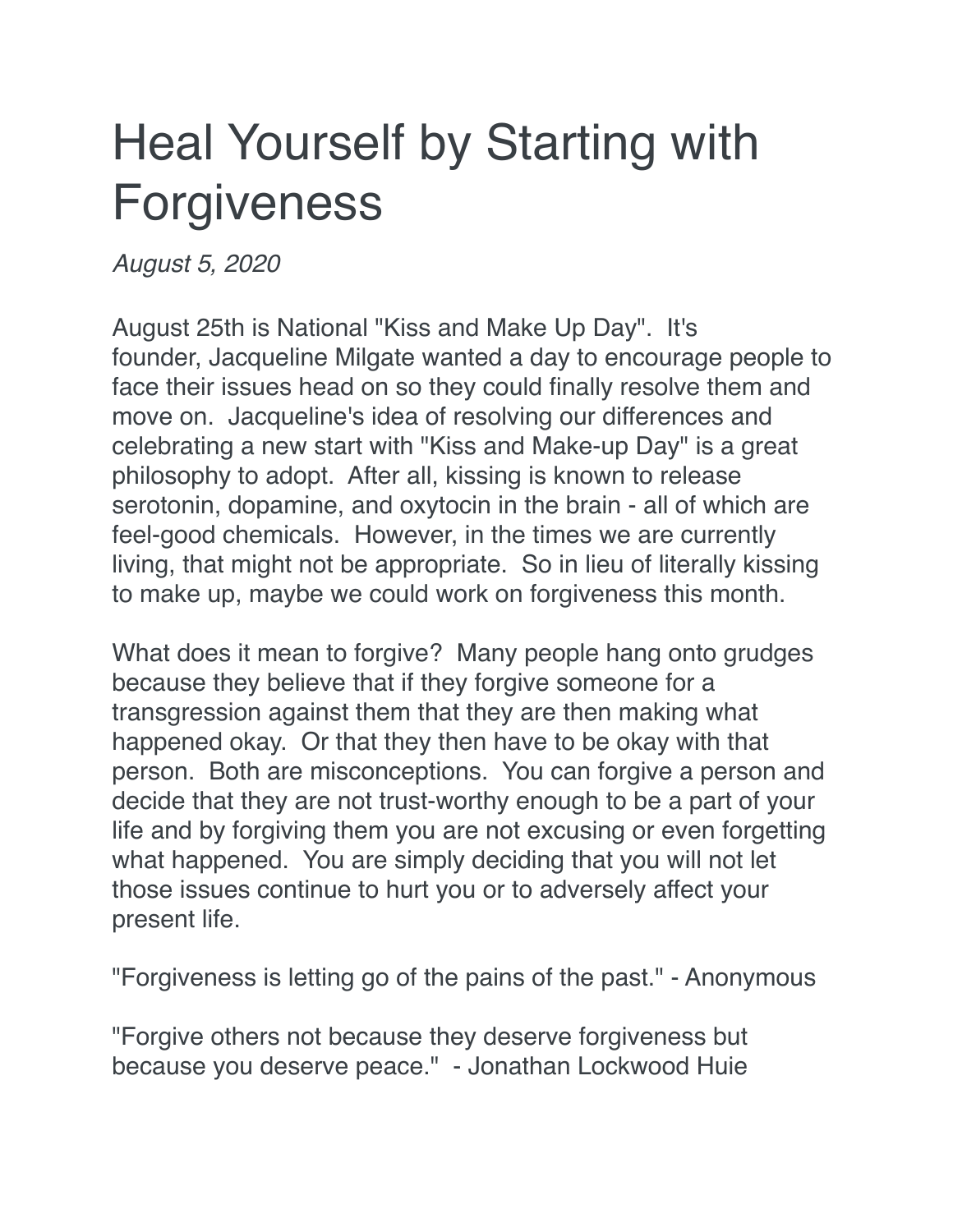# Heal Yourself by Starting with Forgiveness

*August 5, 2020*

August 25th is National "Kiss and Make Up Day". It's founder, Jacqueline Milgate wanted a day to encourage people to face their issues head on so they could finally resolve them and move on. Jacqueline's idea of resolving our differences and celebrating a new start with "Kiss and Make-up Day" is a great philosophy to adopt. After all, kissing is known to release serotonin, dopamine, and oxytocin in the brain - all of which are feel-good chemicals. However, in the times we are currently living, that might not be appropriate. So in lieu of literally kissing to make up, maybe we could work on forgiveness this month.

What does it mean to forgive? Many people hang onto grudges because they believe that if they forgive someone for a transgression against them that they are then making what happened okay. Or that they then have to be okay with that person. Both are misconceptions. You can forgive a person and decide that they are not trust-worthy enough to be a part of your life and by forgiving them you are not excusing or even forgetting what happened. You are simply deciding that you will not let those issues continue to hurt you or to adversely affect your present life.

"Forgiveness is letting go of the pains of the past." - Anonymous

"Forgive others not because they deserve forgiveness but because you deserve peace." - Jonathan Lockwood Huie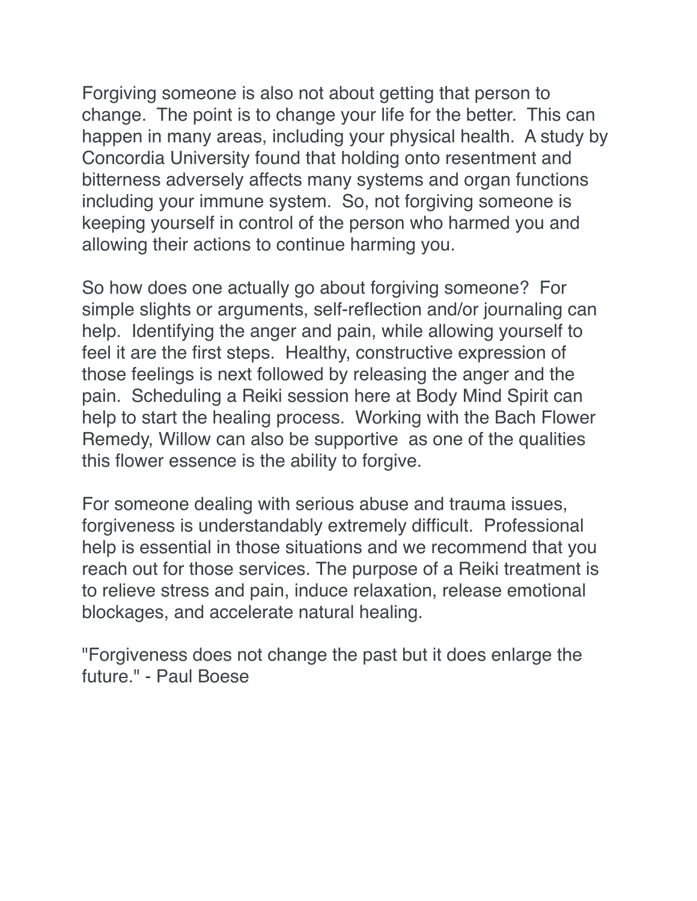Forgiving someone is also not about getting that person to change. The point is to change your life for the better. This can happen in many areas, including your physical health. A study by Concordia University found that holding onto resentment and bitterness adversely affects many systems and organ functions including your immune system. So, not forgiving someone is keeping yourself in control of the person who harmed you and allowing their actions to continue harming you.

So how does one actually go about forgiving someone? For simple slights or arguments, self-reflection and/or journaling can help. Identifying the anger and pain, while allowing yourself to feel it are the first steps. Healthy, constructive expression of those feelings is next followed by releasing the anger and the pain. Scheduling a Reiki session here at Body Mind Spirit can help to start the healing process. Working with the Bach Flower Remedy, Willow can also be supportive as one of the qualities this flower essence is the ability to forgive.

For someone dealing with serious abuse and trauma issues, forgiveness is understandably extremely difficult. Professional help is essential in those situations and we recommend that you reach out for those services. The purpose of a Reiki treatment is to relieve stress and pain, induce relaxation, release emotional blockages, and accelerate natural healing.

"Forgiveness does not change the past but it does enlarge the future." - Paul Boese